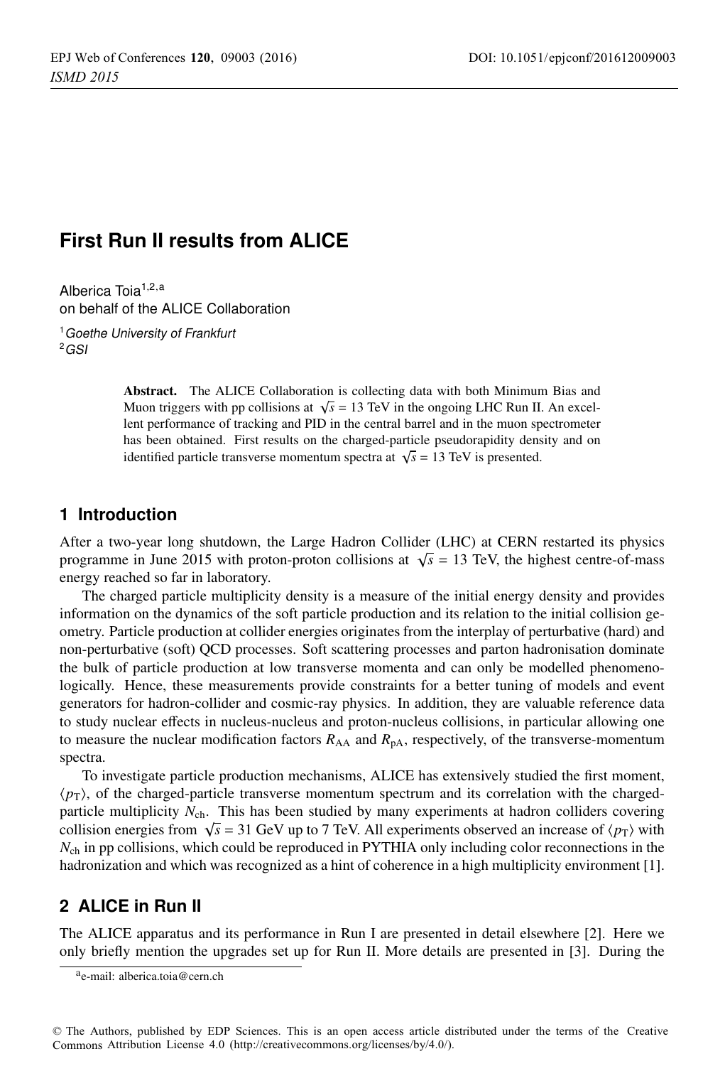# First Run II results from ALICE

Alberica Toia[1,2,a]
on behalf of the ALICE Collaboration

[1] *Goethe University of Frankfurt*
[2] *GSI*

**Abstract.** The ALICE Collaboration is collecting data with both Minimum Bias and Muon triggers with pp collisions at $\sqrt{s}$ = 13 TeV in the ongoing LHC Run II. An excellent performance of tracking and PID in the central barrel and in the muon spectrometer has been obtained. First results on the charged-particle pseudorapidity density and on identified particle transverse momentum spectra at $\sqrt{s}$ = 13 TeV is presented.

## 1 Introduction

After a two-year long shutdown, the Large Hadron Collider (LHC) at CERN restarted its physics programme in June 2015 with proton-proton collisions at $\sqrt{s}$ = 13 TeV, the highest centre-of-mass energy reached so far in laboratory.

The charged particle multiplicity density is a measure of the initial energy density and provides information on the dynamics of the soft particle production and its relation to the initial collision geometry. Particle production at collider energies originates from the interplay of perturbative (hard) and non-perturbative (soft) QCD processes. Soft scattering processes and parton hadronisation dominate the bulk of particle production at low transverse momenta and can only be modelled phenomenologically. Hence, these measurements provide constraints for a better tuning of models and event generators for hadron-collider and cosmic-ray physics. In addition, they are valuable reference data to study nuclear effects in nucleus-nucleus and proton-nucleus collisions, in particular allowing one to measure the nuclear modification factors $R_{\mathrm{AA}}$ and $R_{\mathrm{pA}}$, respectively, of the transverse-momentum spectra.

To investigate particle production mechanisms, ALICE has extensively studied the first moment, $\langle p_{\mathrm{T}} \rangle$, of the charged-particle transverse momentum spectrum and its correlation with the charged-particle multiplicity $N_{\mathrm{ch}}$. This has been studied by many experiments at hadron colliders covering collision energies from $\sqrt{s}$ = 31 GeV up to 7 TeV. All experiments observed an increase of $\langle p_{\mathrm{T}} \rangle$ with $N_{\mathrm{ch}}$ in pp collisions, which could be reproduced in PYTHIA only including color reconnections in the hadronization and which was recognized as a hint of coherence in a high multiplicity environment [1].

## 2 ALICE in Run II

The ALICE apparatus and its performance in Run I are presented in detail elsewhere [2]. Here we only briefly mention the upgrades set up for Run II. More details are presented in [3]. During the

[a] e-mail: alberica.toia@cern.ch

© The Authors, published by EDP Sciences. This is an open access article distributed under the terms of the Creative Commons Attribution License 4.0 (http://creativecommons.org/licenses/by/4.0/).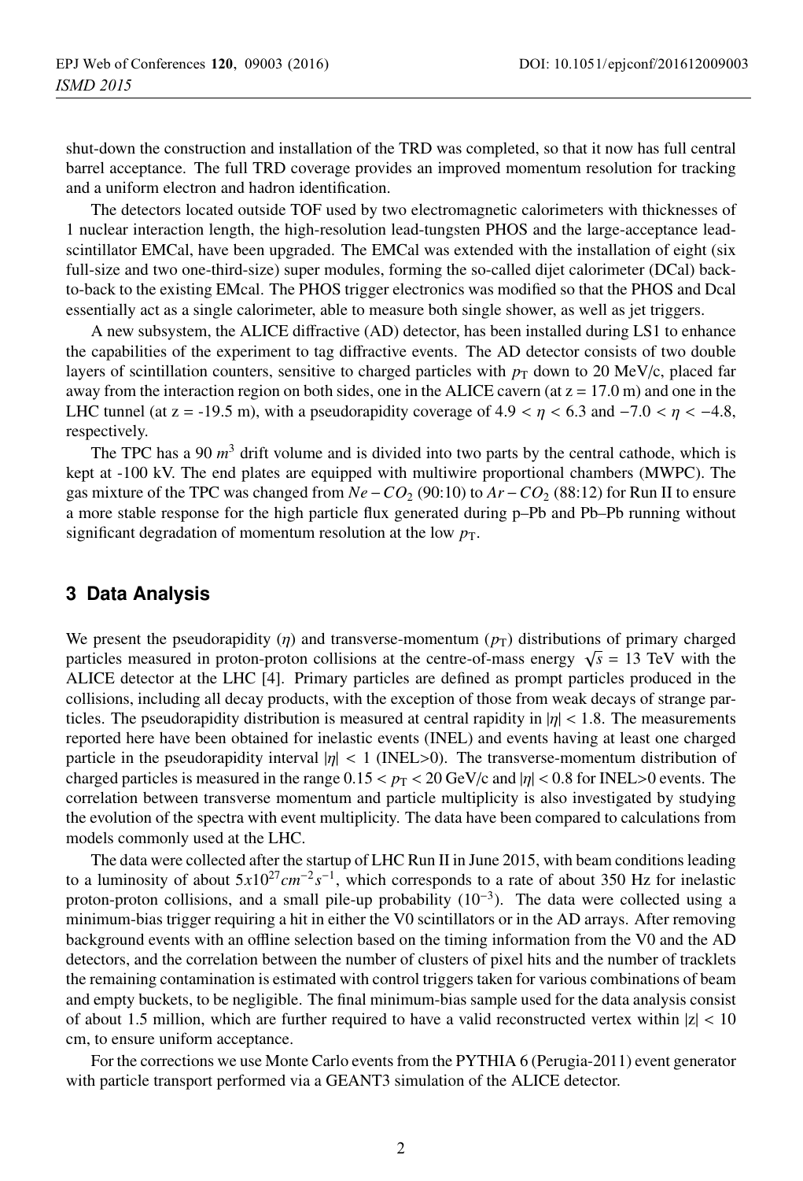shut-down the construction and installation of the TRD was completed, so that it now has full central barrel acceptance. The full TRD coverage provides an improved momentum resolution for tracking and a uniform electron and hadron identification.

The detectors located outside TOF used by two electromagnetic calorimeters with thicknesses of 1 nuclear interaction length, the high-resolution lead-tungsten PHOS and the large-acceptance lead-scintillator EMCal, have been upgraded. The EMCal was extended with the installation of eight (six full-size and two one-third-size) super modules, forming the so-called dijet calorimeter (DCal) back-to-back to the existing EMcal. The PHOS trigger electronics was modified so that the PHOS and Dcal essentially act as a single calorimeter, able to measure both single shower, as well as jet triggers.

A new subsystem, the ALICE diffractive (AD) detector, has been installed during LS1 to enhance the capabilities of the experiment to tag diffractive events. The AD detector consists of two double layers of scintillation counters, sensitive to charged particles with $p_{\mathrm{T}}$ down to 20 MeV/c, placed far away from the interaction region on both sides, one in the ALICE cavern (at z = 17.0 m) and one in the LHC tunnel (at z = -19.5 m), with a pseudorapidity coverage of $4.9 < \eta < 6.3$ and $-7.0 < \eta < -4.8$, respectively.

The TPC has a 90 $m^3$ drift volume and is divided into two parts by the central cathode, which is kept at -100 kV. The end plates are equipped with multiwire proportional chambers (MWPC). The gas mixture of the TPC was changed from $Ne-CO_2$ (90:10) to $Ar-CO_2$ (88:12) for Run II to ensure a more stable response for the high particle flux generated during p–Pb and Pb–Pb running without significant degradation of momentum resolution at the low $p_{\mathrm{T}}$.

## 3 Data Analysis

We present the pseudorapidity ($\eta$) and transverse-momentum ($p_{\mathrm{T}}$) distributions of primary charged particles measured in proton-proton collisions at the centre-of-mass energy $\sqrt{s}$ = 13 TeV with the ALICE detector at the LHC [4]. Primary particles are defined as prompt particles produced in the collisions, including all decay products, with the exception of those from weak decays of strange particles. The pseudorapidity distribution is measured at central rapidity in $|\eta| < 1.8$. The measurements reported here have been obtained for inelastic events (INEL) and events having at least one charged particle in the pseudorapidity interval $|\eta| < 1$ (INEL>0). The transverse-momentum distribution of charged particles is measured in the range $0.15 < p_{\mathrm{T}} < 20$ GeV/c and $|\eta| < 0.8$ for INEL>0 events. The correlation between transverse momentum and particle multiplicity is also investigated by studying the evolution of the spectra with event multiplicity. The data have been compared to calculations from models commonly used at the LHC.

The data were collected after the startup of LHC Run II in June 2015, with beam conditions leading to a luminosity of about $5x10^{27}cm^{-2}s^{-1}$, which corresponds to a rate of about 350 Hz for inelastic proton-proton collisions, and a small pile-up probability ($10^{-3}$). The data were collected using a minimum-bias trigger requiring a hit in either the V0 scintillators or in the AD arrays. After removing background events with an offline selection based on the timing information from the V0 and the AD detectors, and the correlation between the number of clusters of pixel hits and the number of tracklets the remaining contamination is estimated with control triggers taken for various combinations of beam and empty buckets, to be negligible. The final minimum-bias sample used for the data analysis consist of about 1.5 million, which are further required to have a valid reconstructed vertex within $|z| < 10$ cm, to ensure uniform acceptance.

For the corrections we use Monte Carlo events from the PYTHIA 6 (Perugia-2011) event generator with particle transport performed via a GEANT3 simulation of the ALICE detector.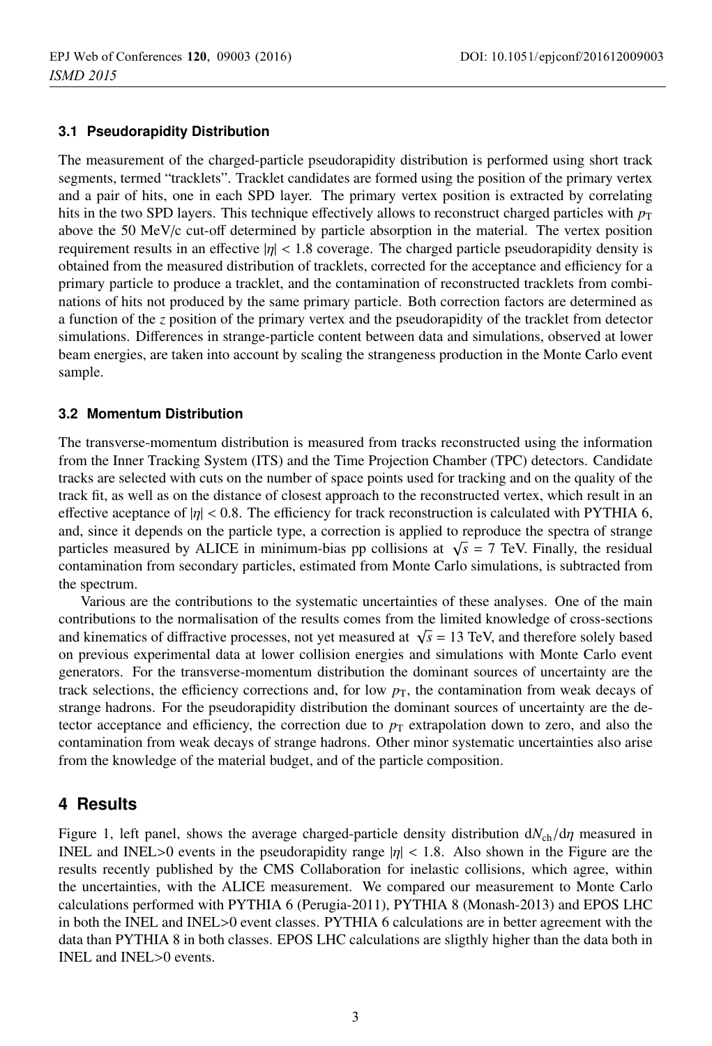### 3.1 Pseudorapidity Distribution

The measurement of the charged-particle pseudorapidity distribution is performed using short track segments, termed "tracklets". Tracklet candidates are formed using the position of the primary vertex and a pair of hits, one in each SPD layer. The primary vertex position is extracted by correlating hits in the two SPD layers. This technique effectively allows to reconstruct charged particles with $p_{\mathrm{T}}$ above the 50 MeV/c cut-off determined by particle absorption in the material. The vertex position requirement results in an effective $|\eta| < 1.8$ coverage. The charged particle pseudorapidity density is obtained from the measured distribution of tracklets, corrected for the acceptance and efficiency for a primary particle to produce a tracklet, and the contamination of reconstructed tracklets from combinations of hits not produced by the same primary particle. Both correction factors are determined as a function of the $z$ position of the primary vertex and the pseudorapidity of the tracklet from detector simulations. Differences in strange-particle content between data and simulations, observed at lower beam energies, are taken into account by scaling the strangeness production in the Monte Carlo event sample.

### 3.2 Momentum Distribution

The transverse-momentum distribution is measured from tracks reconstructed using the information from the Inner Tracking System (ITS) and the Time Projection Chamber (TPC) detectors. Candidate tracks are selected with cuts on the number of space points used for tracking and on the quality of the track fit, as well as on the distance of closest approach to the reconstructed vertex, which result in an effective aceptance of $|\eta| < 0.8$. The efficiency for track reconstruction is calculated with PYTHIA 6, and, since it depends on the particle type, a correction is applied to reproduce the spectra of strange particles measured by ALICE in minimum-bias pp collisions at $\sqrt{s} = 7$ TeV. Finally, the residual contamination from secondary particles, estimated from Monte Carlo simulations, is subtracted from the spectrum.

Various are the contributions to the systematic uncertainties of these analyses. One of the main contributions to the normalisation of the results comes from the limited knowledge of cross-sections and kinematics of diffractive processes, not yet measured at $\sqrt{s} = 13$ TeV, and therefore solely based on previous experimental data at lower collision energies and simulations with Monte Carlo event generators. For the transverse-momentum distribution the dominant sources of uncertainty are the track selections, the efficiency corrections and, for low $p_{\mathrm{T}}$, the contamination from weak decays of strange hadrons. For the pseudorapidity distribution the dominant sources of uncertainty are the detector acceptance and efficiency, the correction due to $p_{\mathrm{T}}$ extrapolation down to zero, and also the contamination from weak decays of strange hadrons. Other minor systematic uncertainties also arise from the knowledge of the material budget, and of the particle composition.

## 4 Results

Figure 1, left panel, shows the average charged-particle density distribution $\mathrm{d}N_{\mathrm{ch}}/\mathrm{d}\eta$ measured in INEL and INEL>0 events in the pseudorapidity range $|\eta| < 1.8$. Also shown in the Figure are the results recently published by the CMS Collaboration for inelastic collisions, which agree, within the uncertainties, with the ALICE measurement. We compared our measurement to Monte Carlo calculations performed with PYTHIA 6 (Perugia-2011), PYTHIA 8 (Monash-2013) and EPOS LHC in both the INEL and INEL>0 event classes. PYTHIA 6 calculations are in better agreement with the data than PYTHIA 8 in both classes. EPOS LHC calculations are sligthly higher than the data both in INEL and INEL>0 events.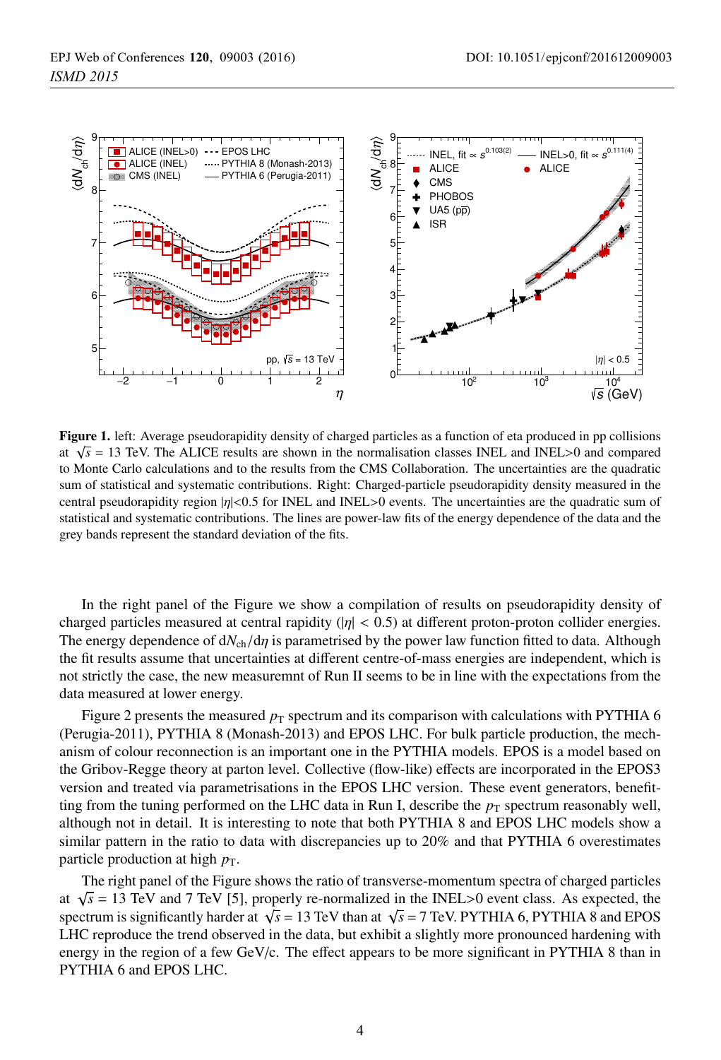**Figure 1.** left: Average pseudorapidity density of charged particles as a function of eta produced in pp collisions at $\sqrt{s}$ = 13 TeV. The ALICE results are shown in the normalisation classes INEL and INEL>0 and compared to Monte Carlo calculations and to the results from the CMS Collaboration. The uncertainties are the quadratic sum of statistical and systematic contributions. Right: Charged-particle pseudorapidity density measured in the central pseudorapidity region $|\eta|$<0.5 for INEL and INEL>0 events. The uncertainties are the quadratic sum of statistical and systematic contributions. The lines are power-law fits of the energy dependence of the data and the grey bands represent the standard deviation of the fits.

In the right panel of the Figure we show a compilation of results on pseudorapidity density of charged particles measured at central rapidity ($|\eta| < 0.5$) at different proton-proton collider energies. The energy dependence of $\mathrm{d}N_{\mathrm{ch}}/\mathrm{d}\eta$ is parametrised by the power law function fitted to data. Although the fit results assume that uncertainties at different centre-of-mass energies are independent, which is not strictly the case, the new measuremnt of Run II seems to be in line with the expectations from the data measured at lower energy.

Figure 2 presents the measured $p_{\mathrm{T}}$ spectrum and its comparison with calculations with PYTHIA 6 (Perugia-2011), PYTHIA 8 (Monash-2013) and EPOS LHC. For bulk particle production, the mechanism of colour reconnection is an important one in the PYTHIA models. EPOS is a model based on the Gribov-Regge theory at parton level. Collective (flow-like) effects are incorporated in the EPOS3 version and treated via parametrisations in the EPOS LHC version. These event generators, benefitting from the tuning performed on the LHC data in Run I, describe the $p_{\mathrm{T}}$ spectrum reasonably well, although not in detail. It is interesting to note that both PYTHIA 8 and EPOS LHC models show a similar pattern in the ratio to data with discrepancies up to 20% and that PYTHIA 6 overestimates particle production at high $p_{\mathrm{T}}$.

The right panel of the Figure shows the ratio of transverse-momentum spectra of charged particles at $\sqrt{s}$ = 13 TeV and 7 TeV [5], properly re-normalized in the INEL>0 event class. As expected, the spectrum is significantly harder at $\sqrt{s}$ = 13 TeV than at $\sqrt{s}$ = 7 TeV. PYTHIA 6, PYTHIA 8 and EPOS LHC reproduce the trend observed in the data, but exhibit a slightly more pronounced hardening with energy in the region of a few GeV/c. The effect appears to be more significant in PYTHIA 8 than in PYTHIA 6 and EPOS LHC.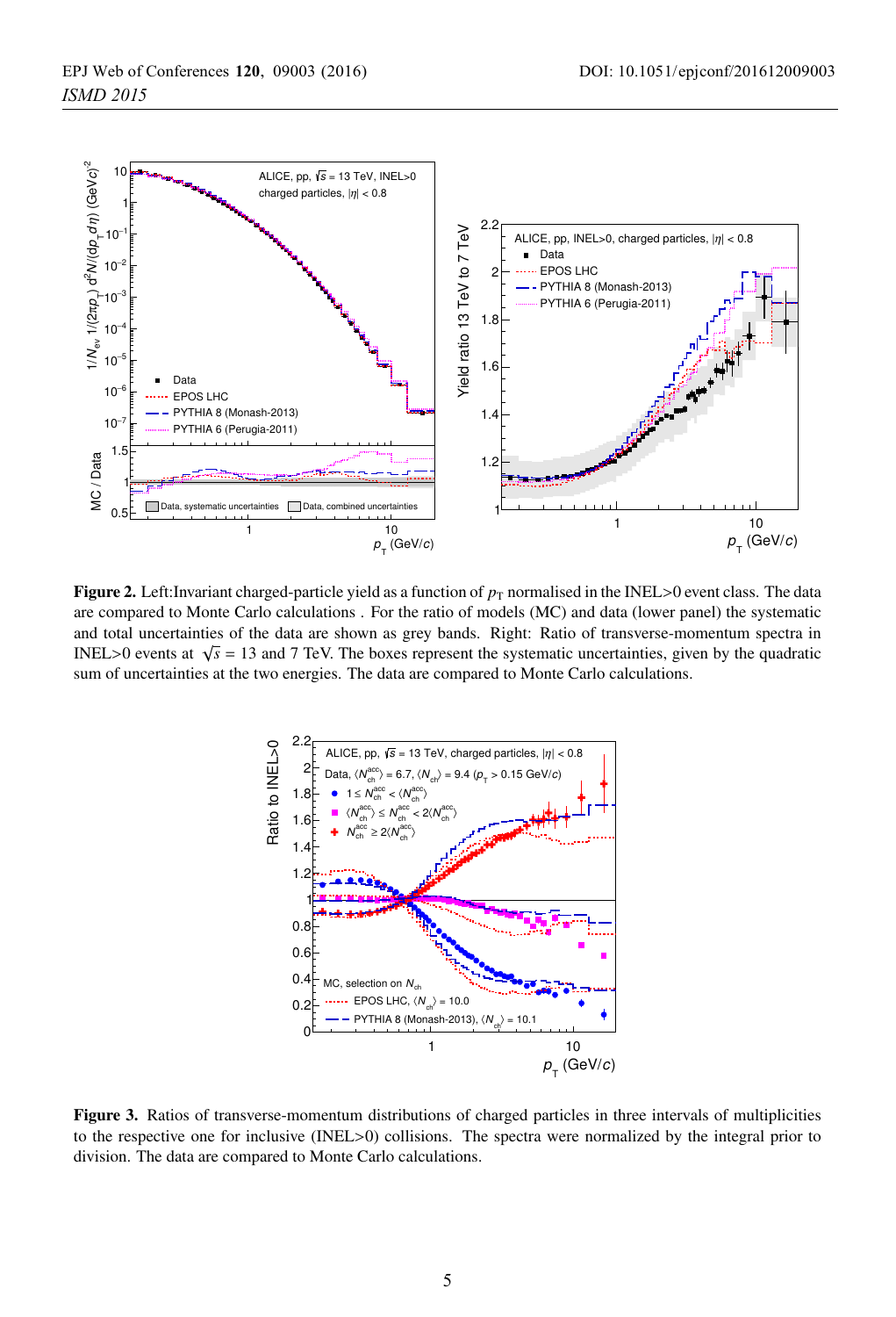**Figure 2.** Left:Invariant charged-particle yield as a function of $p_{\mathrm{T}}$ normalised in the INEL>0 event class. The data are compared to Monte Carlo calculations . For the ratio of models (MC) and data (lower panel) the systematic and total uncertainties of the data are shown as grey bands. Right: Ratio of transverse-momentum spectra in INEL>0 events at $\sqrt{s}$ = 13 and 7 TeV. The boxes represent the systematic uncertainties, given by the quadratic sum of uncertainties at the two energies. The data are compared to Monte Carlo calculations.

**Figure 3.** Ratios of transverse-momentum distributions of charged particles in three intervals of multiplicities to the respective one for inclusive (INEL>0) collisions. The spectra were normalized by the integral prior to division. The data are compared to Monte Carlo calculations.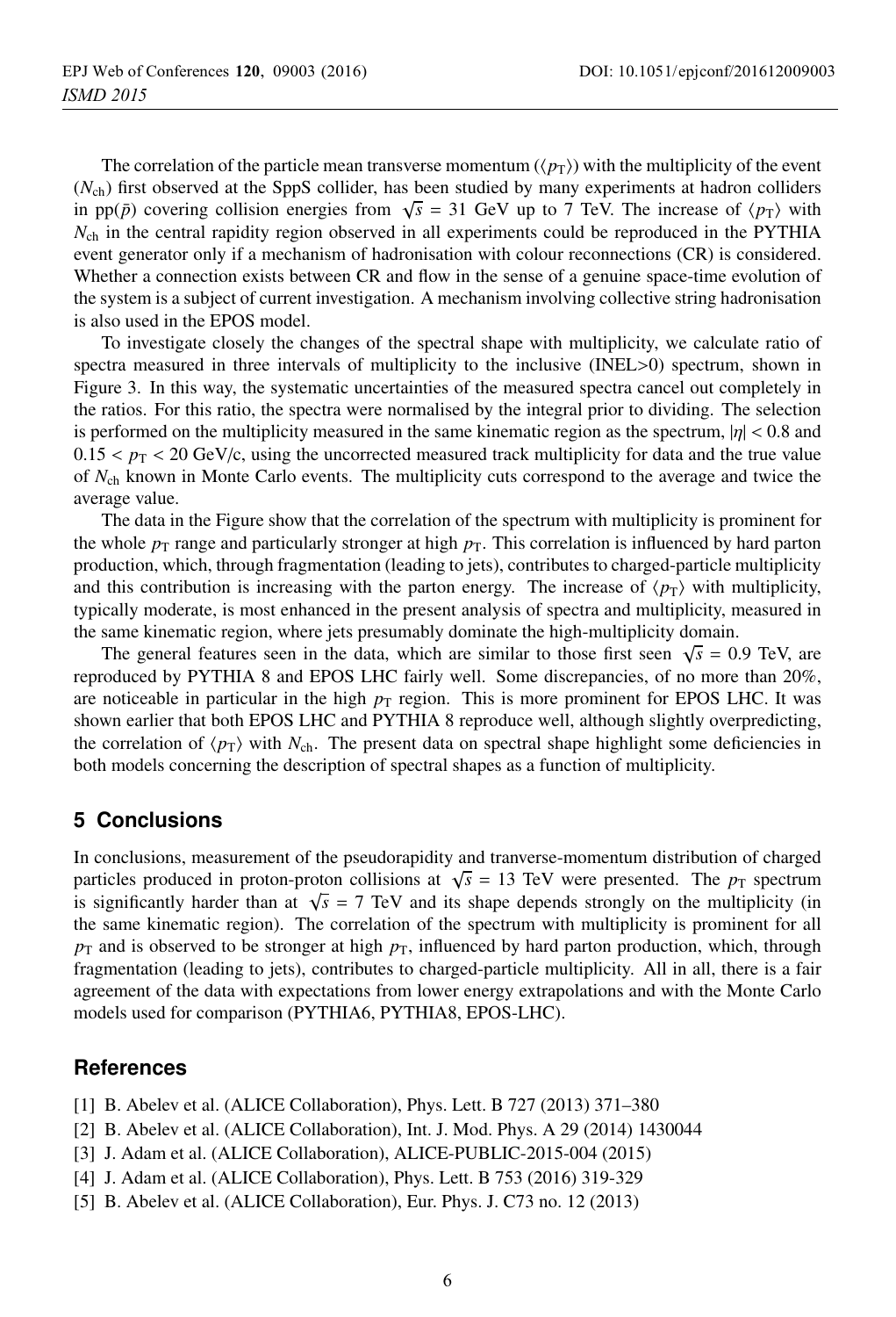The correlation of the particle mean transverse momentum ($\langle p_T \rangle$) with the multiplicity of the event ($N_{ch}$) first observed at the SppS collider, has been studied by many experiments at hadron colliders in pp($\bar{p}$) covering collision energies from $\sqrt{s}$ = 31 GeV up to 7 TeV. The increase of $\langle p_T \rangle$ with $N_{ch}$ in the central rapidity region observed in all experiments could be reproduced in the PYTHIA event generator only if a mechanism of hadronisation with colour reconnections (CR) is considered. Whether a connection exists between CR and flow in the sense of a genuine space-time evolution of the system is a subject of current investigation. A mechanism involving collective string hadronisation is also used in the EPOS model.

To investigate closely the changes of the spectral shape with multiplicity, we calculate ratio of spectra measured in three intervals of multiplicity to the inclusive (INEL>0) spectrum, shown in Figure 3. In this way, the systematic uncertainties of the measured spectra cancel out completely in the ratios. For this ratio, the spectra were normalised by the integral prior to dividing. The selection is performed on the multiplicity measured in the same kinematic region as the spectrum, $|\eta| < 0.8$ and $0.15 < p_T < 20$ GeV/c, using the uncorrected measured track multiplicity for data and the true value of $N_{ch}$ known in Monte Carlo events. The multiplicity cuts correspond to the average and twice the average value.

The data in the Figure show that the correlation of the spectrum with multiplicity is prominent for the whole $p_T$ range and particularly stronger at high $p_T$. This correlation is influenced by hard parton production, which, through fragmentation (leading to jets), contributes to charged-particle multiplicity and this contribution is increasing with the parton energy. The increase of $\langle p_T \rangle$ with multiplicity, typically moderate, is most enhanced in the present analysis of spectra and multiplicity, measured in the same kinematic region, where jets presumably dominate the high-multiplicity domain.

The general features seen in the data, which are similar to those first seen $\sqrt{s}$ = 0.9 TeV, are reproduced by PYTHIA 8 and EPOS LHC fairly well. Some discrepancies, of no more than 20%, are noticeable in particular in the high $p_T$ region. This is more prominent for EPOS LHC. It was shown earlier that both EPOS LHC and PYTHIA 8 reproduce well, although slightly overpredicting, the correlation of $\langle p_T \rangle$ with $N_{ch}$. The present data on spectral shape highlight some deficiencies in both models concerning the description of spectral shapes as a function of multiplicity.

## 5 Conclusions

In conclusions, measurement of the pseudorapidity and tranverse-momentum distribution of charged particles produced in proton-proton collisions at $\sqrt{s}$ = 13 TeV were presented. The $p_T$ spectrum is significantly harder than at $\sqrt{s}$ = 7 TeV and its shape depends strongly on the multiplicity (in the same kinematic region). The correlation of the spectrum with multiplicity is prominent for all $p_T$ and is observed to be stronger at high $p_T$, influenced by hard parton production, which, through fragmentation (leading to jets), contributes to charged-particle multiplicity. All in all, there is a fair agreement of the data with expectations from lower energy extrapolations and with the Monte Carlo models used for comparison (PYTHIA6, PYTHIA8, EPOS-LHC).

## References

[1] B. Abelev et al. (ALICE Collaboration), Phys. Lett. B 727 (2013) 371–380

[2] B. Abelev et al. (ALICE Collaboration), Int. J. Mod. Phys. A 29 (2014) 1430044

[3] J. Adam et al. (ALICE Collaboration), ALICE-PUBLIC-2015-004 (2015)

[4] J. Adam et al. (ALICE Collaboration), Phys. Lett. B 753 (2016) 319-329

[5] B. Abelev et al. (ALICE Collaboration), Eur. Phys. J. C73 no. 12 (2013)